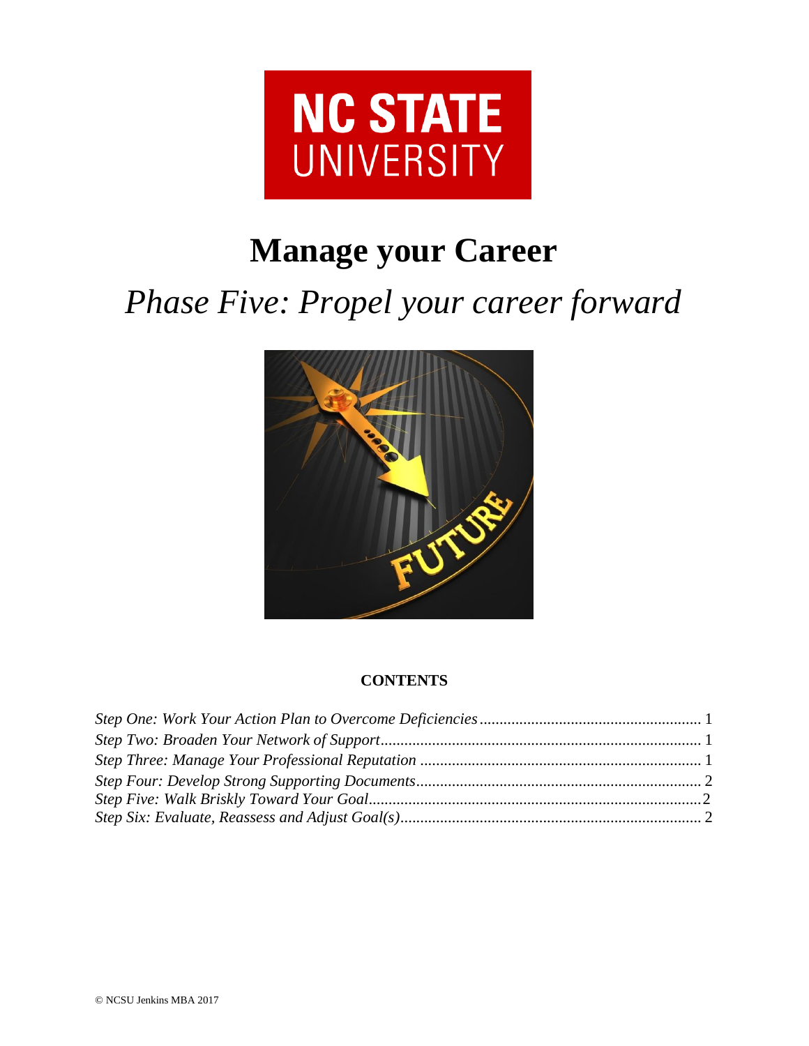NC STATE UNIVERSITY

# Manage your Career

## *Phase Five: Propel your career forward*

**CONTENTS**

*Step One: Work Your Action Plan to Overcome Deficiencies* ........................................................ 1
*Step Two: Broaden Your Network of Support* ................................................................................ 1
*Step Three: Manage Your Professional Reputation* ...................................................................... 1
*Step Four: Develop Strong Supporting Documents* ....................................................................... 2
*Step Five: Walk Briskly Toward Your Goal* .................................................................................. 2
*Step Six: Evaluate, Reassess and Adjust Goal(s)* ........................................................................... 2

© NCSU Jenkins MBA 2017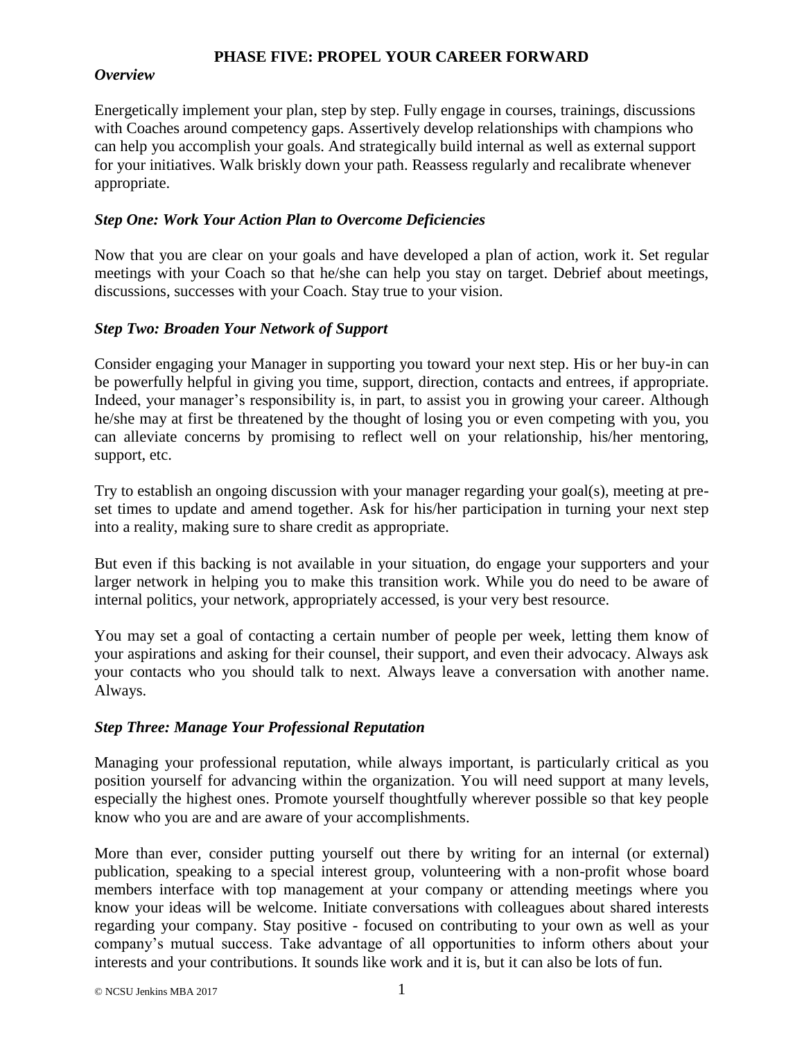# PHASE FIVE: PROPEL YOUR CAREER FORWARD

### *Overview*

Energetically implement your plan, step by step. Fully engage in courses, trainings, discussions with Coaches around competency gaps. Assertively develop relationships with champions who can help you accomplish your goals. And strategically build internal as well as external support for your initiatives. Walk briskly down your path. Reassess regularly and recalibrate whenever appropriate.

### *Step One: Work Your Action Plan to Overcome Deficiencies*

Now that you are clear on your goals and have developed a plan of action, work it. Set regular meetings with your Coach so that he/she can help you stay on target. Debrief about meetings, discussions, successes with your Coach. Stay true to your vision.

### *Step Two: Broaden Your Network of Support*

Consider engaging your Manager in supporting you toward your next step. His or her buy-in can be powerfully helpful in giving you time, support, direction, contacts and entrees, if appropriate. Indeed, your manager's responsibility is, in part, to assist you in growing your career. Although he/she may at first be threatened by the thought of losing you or even competing with you, you can alleviate concerns by promising to reflect well on your relationship, his/her mentoring, support, etc.

Try to establish an ongoing discussion with your manager regarding your goal(s), meeting at pre-set times to update and amend together. Ask for his/her participation in turning your next step into a reality, making sure to share credit as appropriate.

But even if this backing is not available in your situation, do engage your supporters and your larger network in helping you to make this transition work. While you do need to be aware of internal politics, your network, appropriately accessed, is your very best resource.

You may set a goal of contacting a certain number of people per week, letting them know of your aspirations and asking for their counsel, their support, and even their advocacy. Always ask your contacts who you should talk to next. Always leave a conversation with another name. Always.

### *Step Three: Manage Your Professional Reputation*

Managing your professional reputation, while always important, is particularly critical as you position yourself for advancing within the organization. You will need support at many levels, especially the highest ones. Promote yourself thoughtfully wherever possible so that key people know who you are and are aware of your accomplishments.

More than ever, consider putting yourself out there by writing for an internal (or external) publication, speaking to a special interest group, volunteering with a non-profit whose board members interface with top management at your company or attending meetings where you know your ideas will be welcome. Initiate conversations with colleagues about shared interests regarding your company. Stay positive - focused on contributing to your own as well as your company's mutual success. Take advantage of all opportunities to inform others about your interests and your contributions. It sounds like work and it is, but it can also be lots of fun.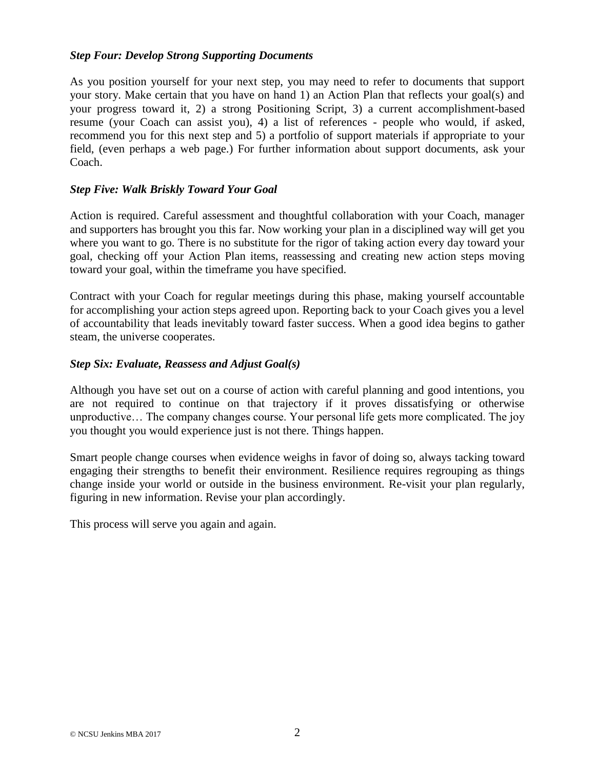***Step Four: Develop Strong Supporting Documents***

As you position yourself for your next step, you may need to refer to documents that support your story. Make certain that you have on hand 1) an Action Plan that reflects your goal(s) and your progress toward it, 2) a strong Positioning Script, 3) a current accomplishment-based resume (your Coach can assist you), 4) a list of references - people who would, if asked, recommend you for this next step and 5) a portfolio of support materials if appropriate to your field, (even perhaps a web page.) For further information about support documents, ask your Coach.

***Step Five: Walk Briskly Toward Your Goal***

Action is required. Careful assessment and thoughtful collaboration with your Coach, manager and supporters has brought you this far. Now working your plan in a disciplined way will get you where you want to go. There is no substitute for the rigor of taking action every day toward your goal, checking off your Action Plan items, reassessing and creating new action steps moving toward your goal, within the timeframe you have specified.

Contract with your Coach for regular meetings during this phase, making yourself accountable for accomplishing your action steps agreed upon. Reporting back to your Coach gives you a level of accountability that leads inevitably toward faster success. When a good idea begins to gather steam, the universe cooperates.

***Step Six: Evaluate, Reassess and Adjust Goal(s)***

Although you have set out on a course of action with careful planning and good intentions, you are not required to continue on that trajectory if it proves dissatisfying or otherwise unproductive… The company changes course. Your personal life gets more complicated. The joy you thought you would experience just is not there. Things happen.

Smart people change courses when evidence weighs in favor of doing so, always tacking toward engaging their strengths to benefit their environment. Resilience requires regrouping as things change inside your world or outside in the business environment. Re-visit your plan regularly, figuring in new information. Revise your plan accordingly.

This process will serve you again and again.

© NCSU Jenkins MBA 2017